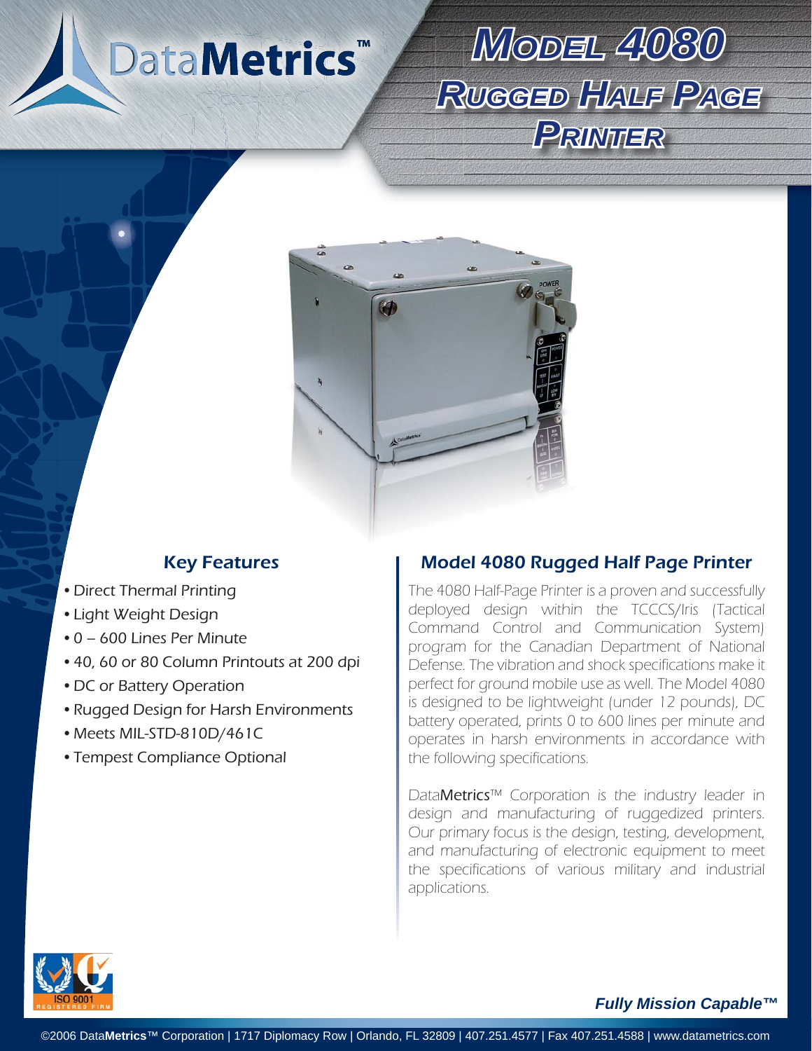# Model 4080 Rugged Half Page Printer

## Key Features

- Direct Thermal Printing
- Light Weight Design
- 0 – 600 Lines Per Minute
- 40, 60 or 80 Column Printouts at 200 dpi
- DC or Battery Operation
- Rugged Design for Harsh Environments
- Meets MIL-STD-810D/461C
- Tempest Compliance Optional

## Model 4080 Rugged Half Page Printer

The 4080 Half-Page Printer is a proven and successfully deployed design within the TCCCS/Iris (Tactical Command Control and Communication System) program for the Canadian Department of National Defense. The vibration and shock specifications make it perfect for ground mobile use as well. The Model 4080 is designed to be lightweight (under 12 pounds), DC battery operated, prints 0 to 600 lines per minute and operates in harsh environments in accordance with the following specifications.

DataMetrics™ Corporation is the industry leader in design and manufacturing of ruggedized printers. Our primary focus is the design, testing, development, and manufacturing of electronic equipment to meet the specifications of various military and industrial applications.

ISO 9001 REGISTERED FIRM

*Fully Mission Capable™*

©2006 DataMetrics™ Corporation | 1717 Diplomacy Row | Orlando, FL 32809 | 407.251.4577 | Fax 407.251.4588 | www.datametrics.com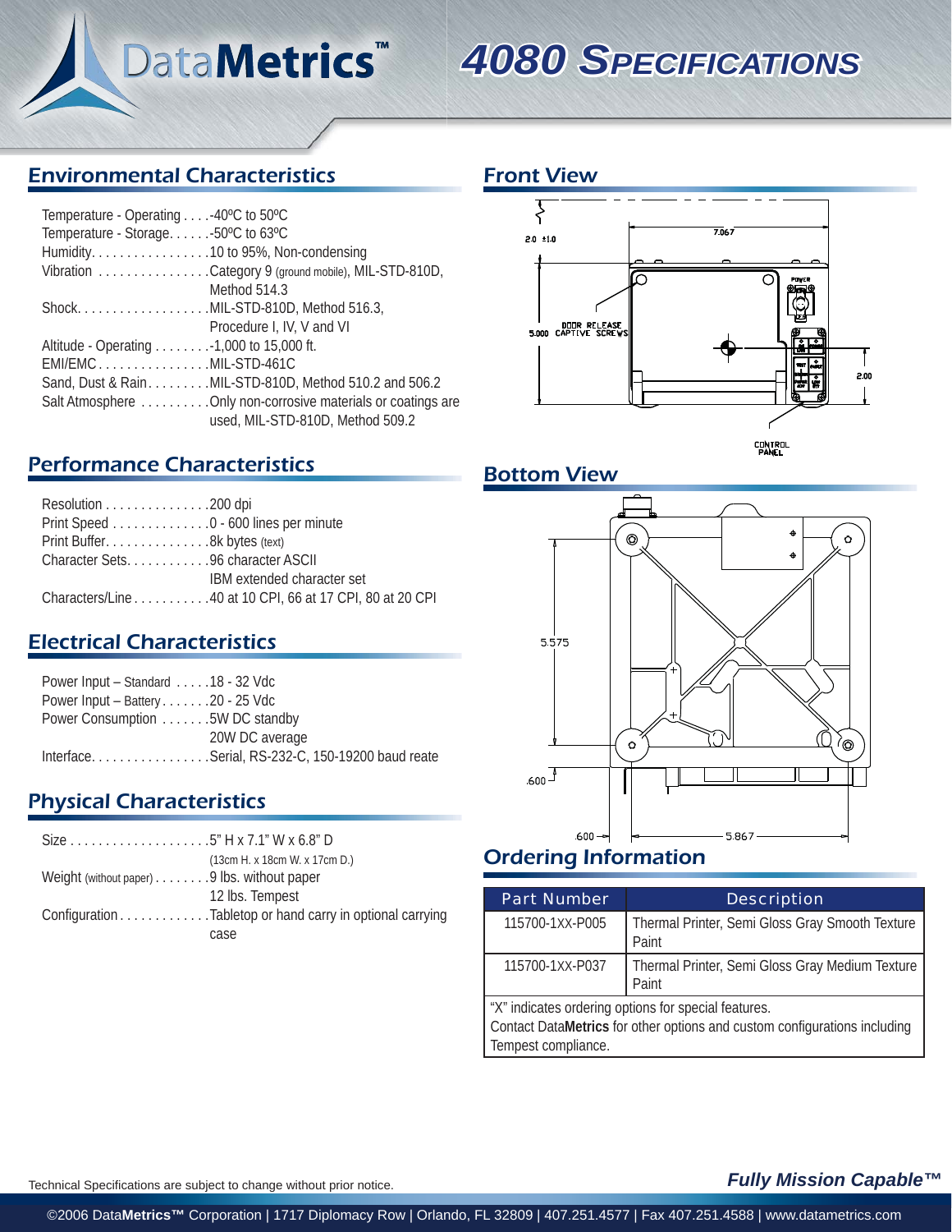# 4080 Specifications

## Environmental Characteristics

Temperature - Operating . . . .-40ºC to 50ºC
Temperature - Storage. . . . . .-50ºC to 63ºC
Humidity. . . . . . . . . . . . . . . . .10 to 95%, Non-condensing
Vibration . . . . . . . . . . . . . . . .Category 9 (ground mobile), MIL-STD-810D, Method 514.3
Shock. . . . . . . . . . . . . . . . . . .MIL-STD-810D, Method 516.3, Procedure I, IV, V and VI
Altitude - Operating . . . . . . . .-1,000 to 15,000 ft.
EMI/EMC. . . . . . . . . . . . . . . .MIL-STD-461C
Sand, Dust & Rain. . . . . . . . .MIL-STD-810D, Method 510.2 and 506.2
Salt Atmosphere . . . . . . . . . .Only non-corrosive materials or coatings are used, MIL-STD-810D, Method 509.2

## Performance Characteristics

Resolution . . . . . . . . . . . . . . .200 dpi
Print Speed . . . . . . . . . . . . . .0 - 600 lines per minute
Print Buffer. . . . . . . . . . . . . . .8k bytes (text)
Character Sets. . . . . . . . . . . .96 character ASCII
IBM extended character set
Characters/Line . . . . . . . . . . .40 at 10 CPI, 66 at 17 CPI, 80 at 20 CPI

## Electrical Characteristics

Power Input – Standard . . . . .18 - 32 Vdc
Power Input – Battery. . . . . . .20 - 25 Vdc
Power Consumption . . . . . . .5W DC standby
20W DC average
Interface. . . . . . . . . . . . . . . . .Serial, RS-232-C, 150-19200 baud reate

## Physical Characteristics

Size . . . . . . . . . . . . . . . . . . . .5" H x 7.1" W x 6.8" D
(13cm H. x 18cm W. x 17cm D.)
Weight (without paper) . . . . . . . .9 lbs. without paper
12 lbs. Tempest
Configuration . . . . . . . . . . . .Tabletop or hand carry in optional carrying case

## Front View

2.0 ±1.0
7.067
5.000
DOOR RELEASE CAPTIVE SCREWS
POWER
2.00
CONTROL PANEL

## Bottom View

5.575
.600
.600
5.867

## Ordering Information

| Part Number | Description |
|---|---|
| 115700-1XX-P005 | Thermal Printer, Semi Gloss Gray Smooth Texture Paint |
| 115700-1XX-P037 | Thermal Printer, Semi Gloss Gray Medium Texture Paint |

"X" indicates ordering options for special features.
Contact Data**Metrics** for other options and custom configurations including Tempest compliance.

Technical Specifications are subject to change without prior notice.

***Fully Mission Capable™***

©2006 Data**Metrics™** Corporation | 1717 Diplomacy Row | Orlando, FL 32809 | 407.251.4577 | Fax 407.251.4588 | www.datametrics.com